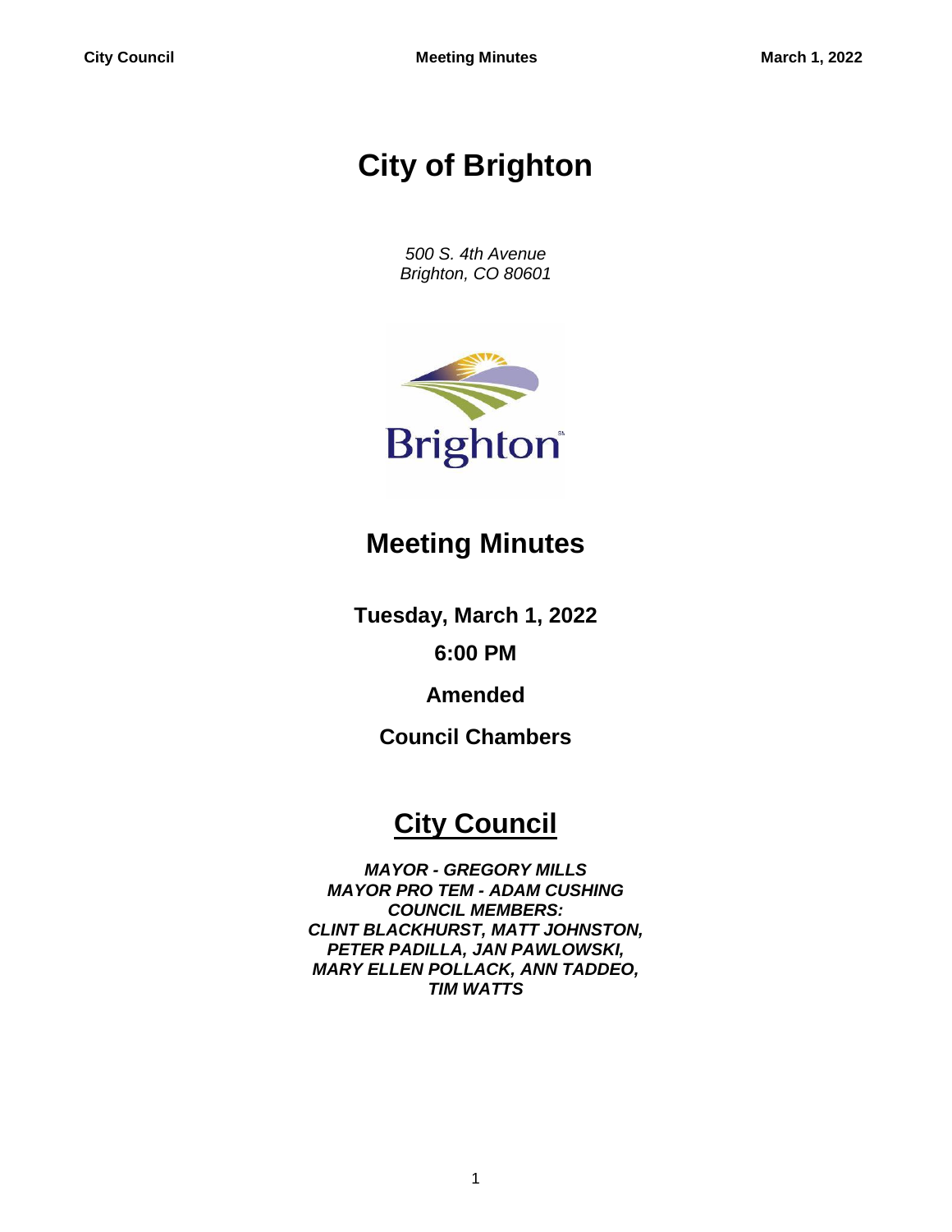# City of Brighton

*500 S. 4th Avenue*
*Brighton, CO 80601*

## Meeting Minutes

**Tuesday, March 1, 2022**

**6:00 PM**

**Amended**

**Council Chambers**

## City Council

***MAYOR - GREGORY MILLS***
***MAYOR PRO TEM - ADAM CUSHING***
***COUNCIL MEMBERS:***
***CLINT BLACKHURST, MATT JOHNSTON,***
***PETER PADILLA, JAN PAWLOWSKI,***
***MARY ELLEN POLLACK, ANN TADDEO,***
***TIM WATTS***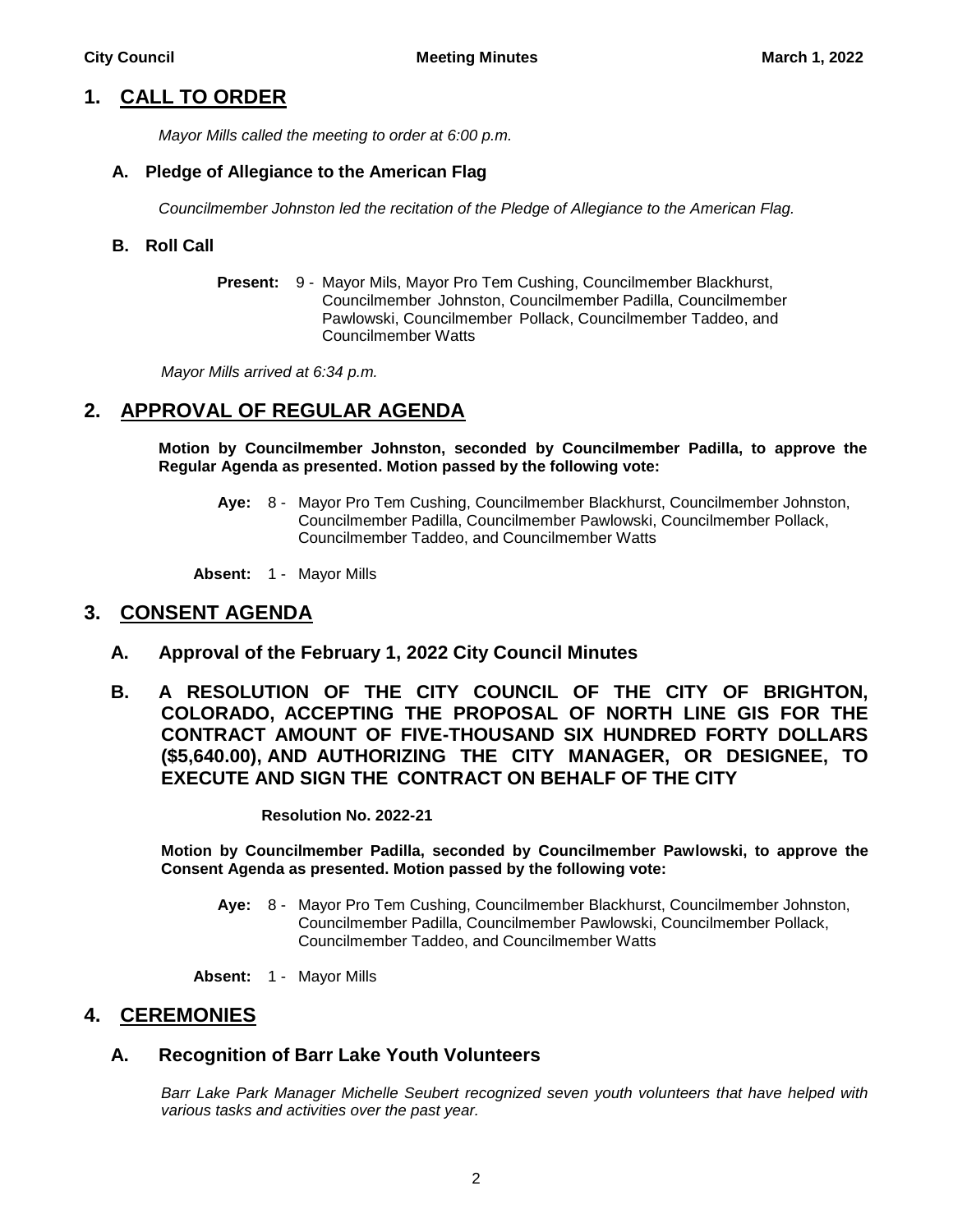## 1. CALL TO ORDER

*Mayor Mills called the meeting to order at 6:00 p.m.*

### A. Pledge of Allegiance to the American Flag

*Councilmember Johnston led the recitation of the Pledge of Allegiance to the American Flag.*

### B. Roll Call

**Present:** 9 - Mayor Mils, Mayor Pro Tem Cushing, Councilmember Blackhurst, Councilmember Johnston, Councilmember Padilla, Councilmember Pawlowski, Councilmember Pollack, Councilmember Taddeo, and Councilmember Watts

*Mayor Mills arrived at 6:34 p.m.*

## 2. APPROVAL OF REGULAR AGENDA

**Motion by Councilmember Johnston, seconded by Councilmember Padilla, to approve the Regular Agenda as presented. Motion passed by the following vote:**

**Aye:** 8 - Mayor Pro Tem Cushing, Councilmember Blackhurst, Councilmember Johnston, Councilmember Padilla, Councilmember Pawlowski, Councilmember Pollack, Councilmember Taddeo, and Councilmember Watts

**Absent:** 1 - Mayor Mills

## 3. CONSENT AGENDA

### A. Approval of the February 1, 2022 City Council Minutes

### B. A RESOLUTION OF THE CITY COUNCIL OF THE CITY OF BRIGHTON, COLORADO, ACCEPTING THE PROPOSAL OF NORTH LINE GIS FOR THE CONTRACT AMOUNT OF FIVE-THOUSAND SIX HUNDRED FORTY DOLLARS ($5,640.00), AND AUTHORIZING THE CITY MANAGER, OR DESIGNEE, TO EXECUTE AND SIGN THE CONTRACT ON BEHALF OF THE CITY

**Resolution No. 2022-21**

**Motion by Councilmember Padilla, seconded by Councilmember Pawlowski, to approve the Consent Agenda as presented. Motion passed by the following vote:**

**Aye:** 8 - Mayor Pro Tem Cushing, Councilmember Blackhurst, Councilmember Johnston, Councilmember Padilla, Councilmember Pawlowski, Councilmember Pollack, Councilmember Taddeo, and Councilmember Watts

**Absent:** 1 - Mayor Mills

## 4. CEREMONIES

### A. Recognition of Barr Lake Youth Volunteers

*Barr Lake Park Manager Michelle Seubert recognized seven youth volunteers that have helped with various tasks and activities over the past year.*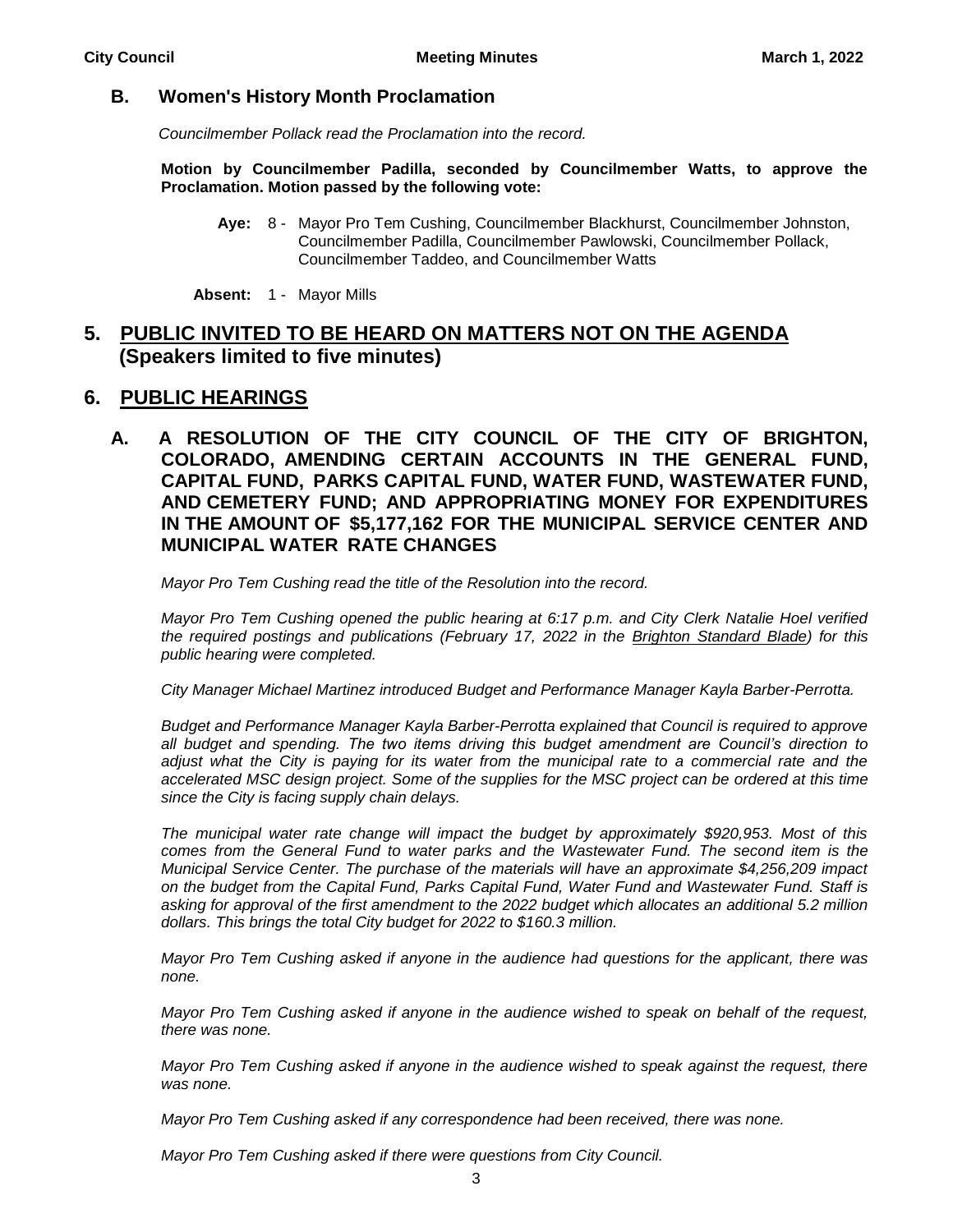### B. Women's History Month Proclamation

*Councilmember Pollack read the Proclamation into the record.*

**Motion by Councilmember Padilla, seconded by Councilmember Watts, to approve the Proclamation. Motion passed by the following vote:**

**Aye:** 8 - Mayor Pro Tem Cushing, Councilmember Blackhurst, Councilmember Johnston, Councilmember Padilla, Councilmember Pawlowski, Councilmember Pollack, Councilmember Taddeo, and Councilmember Watts

**Absent:** 1 - Mayor Mills

## 5. PUBLIC INVITED TO BE HEARD ON MATTERS NOT ON THE AGENDA (Speakers limited to five minutes)

## 6. PUBLIC HEARINGS

### A. A RESOLUTION OF THE CITY COUNCIL OF THE CITY OF BRIGHTON, COLORADO, AMENDING CERTAIN ACCOUNTS IN THE GENERAL FUND, CAPITAL FUND, PARKS CAPITAL FUND, WATER FUND, WASTEWATER FUND, AND CEMETERY FUND; AND APPROPRIATING MONEY FOR EXPENDITURES IN THE AMOUNT OF $5,177,162 FOR THE MUNICIPAL SERVICE CENTER AND MUNICIPAL WATER RATE CHANGES

*Mayor Pro Tem Cushing read the title of the Resolution into the record.*

*Mayor Pro Tem Cushing opened the public hearing at 6:17 p.m. and City Clerk Natalie Hoel verified the required postings and publications (February 17, 2022 in the Brighton Standard Blade) for this public hearing were completed.*

*City Manager Michael Martinez introduced Budget and Performance Manager Kayla Barber-Perrotta.*

*Budget and Performance Manager Kayla Barber-Perrotta explained that Council is required to approve all budget and spending. The two items driving this budget amendment are Council's direction to adjust what the City is paying for its water from the municipal rate to a commercial rate and the accelerated MSC design project. Some of the supplies for the MSC project can be ordered at this time since the City is facing supply chain delays.*

*The municipal water rate change will impact the budget by approximately $920,953. Most of this comes from the General Fund to water parks and the Wastewater Fund. The second item is the Municipal Service Center. The purchase of the materials will have an approximate $4,256,209 impact on the budget from the Capital Fund, Parks Capital Fund, Water Fund and Wastewater Fund. Staff is asking for approval of the first amendment to the 2022 budget which allocates an additional 5.2 million dollars. This brings the total City budget for 2022 to $160.3 million.*

*Mayor Pro Tem Cushing asked if anyone in the audience had questions for the applicant, there was none.*

*Mayor Pro Tem Cushing asked if anyone in the audience wished to speak on behalf of the request, there was none.*

*Mayor Pro Tem Cushing asked if anyone in the audience wished to speak against the request, there was none.*

*Mayor Pro Tem Cushing asked if any correspondence had been received, there was none.*

*Mayor Pro Tem Cushing asked if there were questions from City Council.*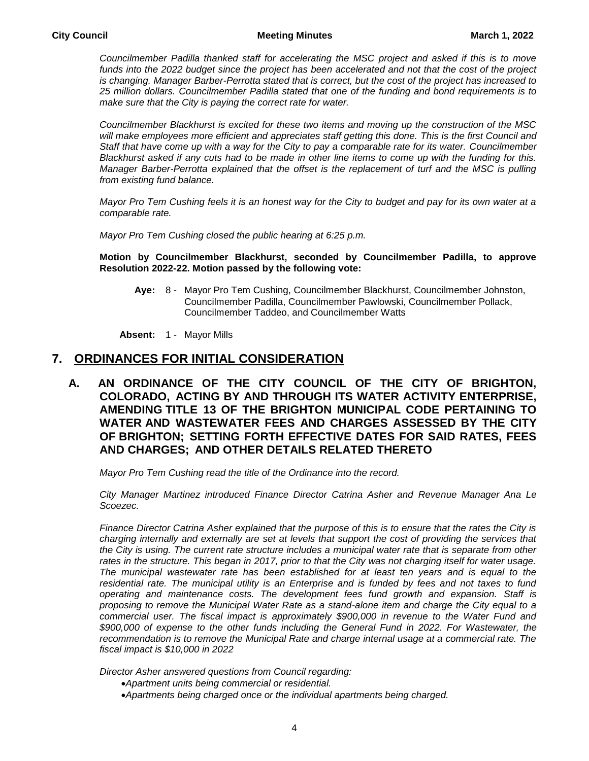*Councilmember Padilla thanked staff for accelerating the MSC project and asked if this is to move funds into the 2022 budget since the project has been accelerated and not that the cost of the project is changing. Manager Barber-Perrotta stated that is correct, but the cost of the project has increased to 25 million dollars. Councilmember Padilla stated that one of the funding and bond requirements is to make sure that the City is paying the correct rate for water.*

*Councilmember Blackhurst is excited for these two items and moving up the construction of the MSC will make employees more efficient and appreciates staff getting this done. This is the first Council and Staff that have come up with a way for the City to pay a comparable rate for its water. Councilmember Blackhurst asked if any cuts had to be made in other line items to come up with the funding for this. Manager Barber-Perrotta explained that the offset is the replacement of turf and the MSC is pulling from existing fund balance.*

*Mayor Pro Tem Cushing feels it is an honest way for the City to budget and pay for its own water at a comparable rate.*

*Mayor Pro Tem Cushing closed the public hearing at 6:25 p.m.*

**Motion by Councilmember Blackhurst, seconded by Councilmember Padilla, to approve Resolution 2022-22. Motion passed by the following vote:**

**Aye:** 8 - Mayor Pro Tem Cushing, Councilmember Blackhurst, Councilmember Johnston, Councilmember Padilla, Councilmember Pawlowski, Councilmember Pollack, Councilmember Taddeo, and Councilmember Watts

**Absent:** 1 - Mayor Mills

## 7. ORDINANCES FOR INITIAL CONSIDERATION

### A. AN ORDINANCE OF THE CITY COUNCIL OF THE CITY OF BRIGHTON, COLORADO, ACTING BY AND THROUGH ITS WATER ACTIVITY ENTERPRISE, AMENDING TITLE 13 OF THE BRIGHTON MUNICIPAL CODE PERTAINING TO WATER AND WASTEWATER FEES AND CHARGES ASSESSED BY THE CITY OF BRIGHTON; SETTING FORTH EFFECTIVE DATES FOR SAID RATES, FEES AND CHARGES; AND OTHER DETAILS RELATED THERETO

*Mayor Pro Tem Cushing read the title of the Ordinance into the record.*

*City Manager Martinez introduced Finance Director Catrina Asher and Revenue Manager Ana Le Scoezec.*

*Finance Director Catrina Asher explained that the purpose of this is to ensure that the rates the City is charging internally and externally are set at levels that support the cost of providing the services that the City is using. The current rate structure includes a municipal water rate that is separate from other rates in the structure. This began in 2017, prior to that the City was not charging itself for water usage. The municipal wastewater rate has been established for at least ten years and is equal to the residential rate. The municipal utility is an Enterprise and is funded by fees and not taxes to fund operating and maintenance costs. The development fees fund growth and expansion. Staff is proposing to remove the Municipal Water Rate as a stand-alone item and charge the City equal to a commercial user. The fiscal impact is approximately $900,000 in revenue to the Water Fund and $900,000 of expense to the other funds including the General Fund in 2022. For Wastewater, the recommendation is to remove the Municipal Rate and charge internal usage at a commercial rate. The fiscal impact is $10,000 in 2022*

*Director Asher answered questions from Council regarding:*

- *Apartment units being commercial or residential.*
- *Apartments being charged once or the individual apartments being charged.*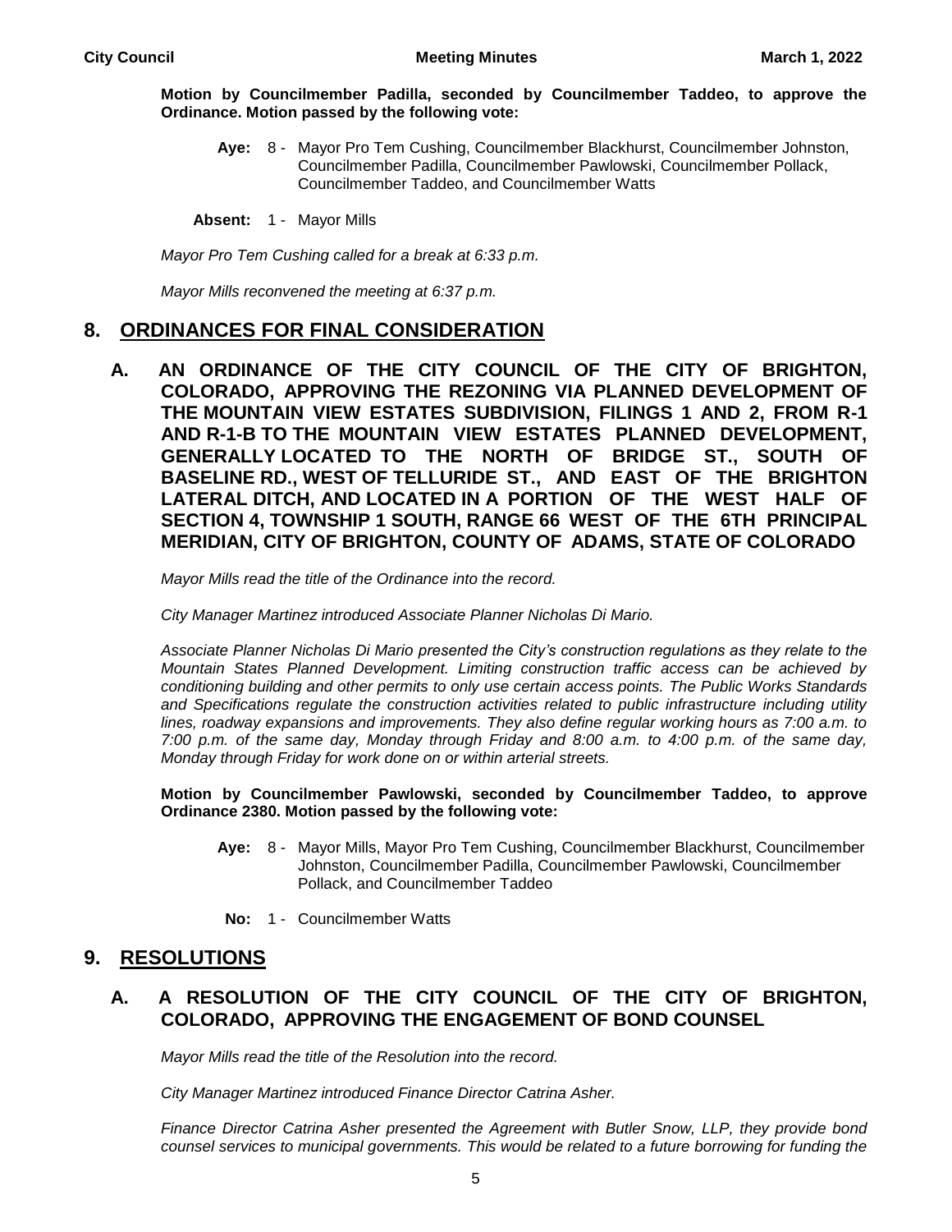**Motion by Councilmember Padilla, seconded by Councilmember Taddeo, to approve the Ordinance. Motion passed by the following vote:**

**Aye:** 8 - Mayor Pro Tem Cushing, Councilmember Blackhurst, Councilmember Johnston, Councilmember Padilla, Councilmember Pawlowski, Councilmember Pollack, Councilmember Taddeo, and Councilmember Watts

**Absent:** 1 - Mayor Mills

*Mayor Pro Tem Cushing called for a break at 6:33 p.m.*

*Mayor Mills reconvened the meeting at 6:37 p.m.*

## 8. ORDINANCES FOR FINAL CONSIDERATION

### A. AN ORDINANCE OF THE CITY COUNCIL OF THE CITY OF BRIGHTON, COLORADO, APPROVING THE REZONING VIA PLANNED DEVELOPMENT OF THE MOUNTAIN VIEW ESTATES SUBDIVISION, FILINGS 1 AND 2, FROM R-1 AND R-1-B TO THE MOUNTAIN VIEW ESTATES PLANNED DEVELOPMENT, GENERALLY LOCATED TO THE NORTH OF BRIDGE ST., SOUTH OF BASELINE RD., WEST OF TELLURIDE ST., AND EAST OF THE BRIGHTON LATERAL DITCH, AND LOCATED IN A PORTION OF THE WEST HALF OF SECTION 4, TOWNSHIP 1 SOUTH, RANGE 66 WEST OF THE 6TH PRINCIPAL MERIDIAN, CITY OF BRIGHTON, COUNTY OF ADAMS, STATE OF COLORADO

*Mayor Mills read the title of the Ordinance into the record.*

*City Manager Martinez introduced Associate Planner Nicholas Di Mario.*

*Associate Planner Nicholas Di Mario presented the City's construction regulations as they relate to the Mountain States Planned Development. Limiting construction traffic access can be achieved by conditioning building and other permits to only use certain access points. The Public Works Standards and Specifications regulate the construction activities related to public infrastructure including utility lines, roadway expansions and improvements. They also define regular working hours as 7:00 a.m. to 7:00 p.m. of the same day, Monday through Friday and 8:00 a.m. to 4:00 p.m. of the same day, Monday through Friday for work done on or within arterial streets.*

**Motion by Councilmember Pawlowski, seconded by Councilmember Taddeo, to approve Ordinance 2380. Motion passed by the following vote:**

**Aye:** 8 - Mayor Mills, Mayor Pro Tem Cushing, Councilmember Blackhurst, Councilmember Johnston, Councilmember Padilla, Councilmember Pawlowski, Councilmember Pollack, and Councilmember Taddeo

**No:** 1 - Councilmember Watts

## 9. RESOLUTIONS

### A. A RESOLUTION OF THE CITY COUNCIL OF THE CITY OF BRIGHTON, COLORADO, APPROVING THE ENGAGEMENT OF BOND COUNSEL

*Mayor Mills read the title of the Resolution into the record.*

*City Manager Martinez introduced Finance Director Catrina Asher.*

*Finance Director Catrina Asher presented the Agreement with Butler Snow, LLP, they provide bond counsel services to municipal governments. This would be related to a future borrowing for funding the*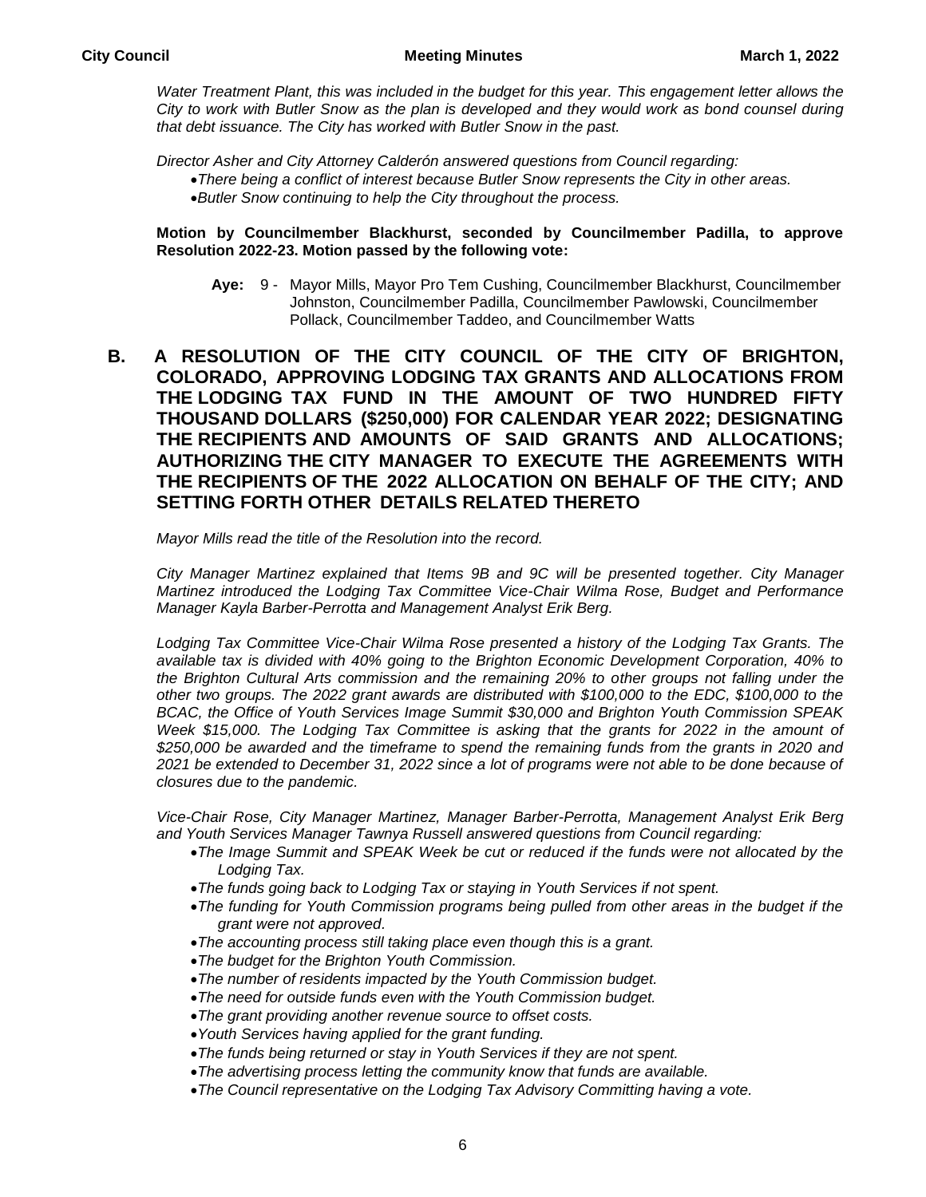*Water Treatment Plant, this was included in the budget for this year. This engagement letter allows the City to work with Butler Snow as the plan is developed and they would work as bond counsel during that debt issuance. The City has worked with Butler Snow in the past.*

*Director Asher and City Attorney Calderón answered questions from Council regarding:*

- *There being a conflict of interest because Butler Snow represents the City in other areas.*
- *Butler Snow continuing to help the City throughout the process.*

**Motion by Councilmember Blackhurst, seconded by Councilmember Padilla, to approve Resolution 2022-23. Motion passed by the following vote:**

**Aye:** 9 - Mayor Mills, Mayor Pro Tem Cushing, Councilmember Blackhurst, Councilmember Johnston, Councilmember Padilla, Councilmember Pawlowski, Councilmember Pollack, Councilmember Taddeo, and Councilmember Watts

## B. A RESOLUTION OF THE CITY COUNCIL OF THE CITY OF BRIGHTON, COLORADO, APPROVING LODGING TAX GRANTS AND ALLOCATIONS FROM THE LODGING TAX FUND IN THE AMOUNT OF TWO HUNDRED FIFTY THOUSAND DOLLARS ($250,000) FOR CALENDAR YEAR 2022; DESIGNATING THE RECIPIENTS AND AMOUNTS OF SAID GRANTS AND ALLOCATIONS; AUTHORIZING THE CITY MANAGER TO EXECUTE THE AGREEMENTS WITH THE RECIPIENTS OF THE 2022 ALLOCATION ON BEHALF OF THE CITY; AND SETTING FORTH OTHER DETAILS RELATED THERETO

*Mayor Mills read the title of the Resolution into the record.*

*City Manager Martinez explained that Items 9B and 9C will be presented together. City Manager Martinez introduced the Lodging Tax Committee Vice-Chair Wilma Rose, Budget and Performance Manager Kayla Barber-Perrotta and Management Analyst Erik Berg.*

*Lodging Tax Committee Vice-Chair Wilma Rose presented a history of the Lodging Tax Grants. The available tax is divided with 40% going to the Brighton Economic Development Corporation, 40% to the Brighton Cultural Arts commission and the remaining 20% to other groups not falling under the other two groups. The 2022 grant awards are distributed with $100,000 to the EDC, $100,000 to the BCAC, the Office of Youth Services Image Summit $30,000 and Brighton Youth Commission SPEAK Week $15,000. The Lodging Tax Committee is asking that the grants for 2022 in the amount of $250,000 be awarded and the timeframe to spend the remaining funds from the grants in 2020 and 2021 be extended to December 31, 2022 since a lot of programs were not able to be done because of closures due to the pandemic.*

*Vice-Chair Rose, City Manager Martinez, Manager Barber-Perrotta, Management Analyst Erik Berg and Youth Services Manager Tawnya Russell answered questions from Council regarding:*

- *The Image Summit and SPEAK Week be cut or reduced if the funds were not allocated by the Lodging Tax.*
- *The funds going back to Lodging Tax or staying in Youth Services if not spent.*
- *The funding for Youth Commission programs being pulled from other areas in the budget if the grant were not approved.*
- *The accounting process still taking place even though this is a grant.*
- *The budget for the Brighton Youth Commission.*
- *The number of residents impacted by the Youth Commission budget.*
- *The need for outside funds even with the Youth Commission budget.*
- *The grant providing another revenue source to offset costs.*
- *Youth Services having applied for the grant funding.*
- *The funds being returned or stay in Youth Services if they are not spent.*
- *The advertising process letting the community know that funds are available.*
- *The Council representative on the Lodging Tax Advisory Committing having a vote.*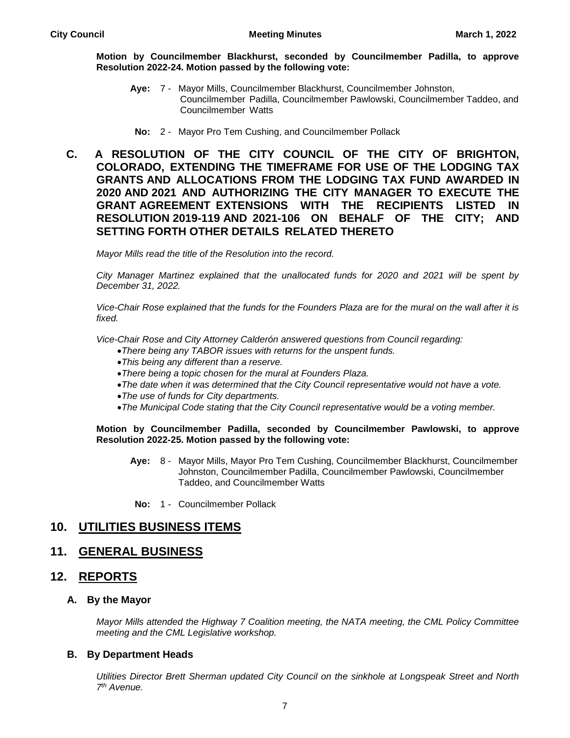**Motion by Councilmember Blackhurst, seconded by Councilmember Padilla, to approve Resolution 2022-24. Motion passed by the following vote:**

**Aye:** 7 - Mayor Mills, Councilmember Blackhurst, Councilmember Johnston, Councilmember Padilla, Councilmember Pawlowski, Councilmember Taddeo, and Councilmember Watts

**No:** 2 - Mayor Pro Tem Cushing, and Councilmember Pollack

### C. A RESOLUTION OF THE CITY COUNCIL OF THE CITY OF BRIGHTON, COLORADO, EXTENDING THE TIMEFRAME FOR USE OF THE LODGING TAX GRANTS AND ALLOCATIONS FROM THE LODGING TAX FUND AWARDED IN 2020 AND 2021 AND AUTHORIZING THE CITY MANAGER TO EXECUTE THE GRANT AGREEMENT EXTENSIONS WITH THE RECIPIENTS LISTED IN RESOLUTION 2019-119 AND 2021-106 ON BEHALF OF THE CITY; AND SETTING FORTH OTHER DETAILS RELATED THERETO

*Mayor Mills read the title of the Resolution into the record.*

*City Manager Martinez explained that the unallocated funds for 2020 and 2021 will be spent by December 31, 2022.*

*Vice-Chair Rose explained that the funds for the Founders Plaza are for the mural on the wall after it is fixed.*

*Vice-Chair Rose and City Attorney Calderón answered questions from Council regarding:*

- *There being any TABOR issues with returns for the unspent funds.*
- *This being any different than a reserve.*
- *There being a topic chosen for the mural at Founders Plaza.*
- *The date when it was determined that the City Council representative would not have a vote.*
- *The use of funds for City departments.*
- *The Municipal Code stating that the City Council representative would be a voting member.*

**Motion by Councilmember Padilla, seconded by Councilmember Pawlowski, to approve Resolution 2022-25. Motion passed by the following vote:**

**Aye:** 8 - Mayor Mills, Mayor Pro Tem Cushing, Councilmember Blackhurst, Councilmember Johnston, Councilmember Padilla, Councilmember Pawlowski, Councilmember Taddeo, and Councilmember Watts

**No:** 1 - Councilmember Pollack

## 10. UTILITIES BUSINESS ITEMS

## 11. GENERAL BUSINESS

## 12. REPORTS

### A. By the Mayor

*Mayor Mills attended the Highway 7 Coalition meeting, the NATA meeting, the CML Policy Committee meeting and the CML Legislative workshop.*

### B. By Department Heads

*Utilities Director Brett Sherman updated City Council on the sinkhole at Longspeak Street and North 7th Avenue.*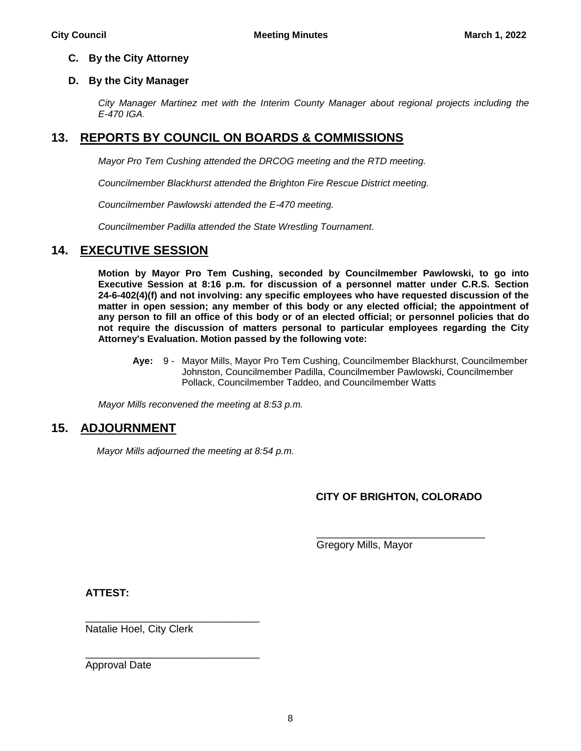### C. By the City Attorney

### D. By the City Manager

*City Manager Martinez met with the Interim County Manager about regional projects including the E-470 IGA.*

## 13. REPORTS BY COUNCIL ON BOARDS & COMMISSIONS

*Mayor Pro Tem Cushing attended the DRCOG meeting and the RTD meeting.*

*Councilmember Blackhurst attended the Brighton Fire Rescue District meeting.*

*Councilmember Pawlowski attended the E-470 meeting.*

*Councilmember Padilla attended the State Wrestling Tournament.*

## 14. EXECUTIVE SESSION

**Motion by Mayor Pro Tem Cushing, seconded by Councilmember Pawlowski, to go into Executive Session at 8:16 p.m. for discussion of a personnel matter under C.R.S. Section 24-6-402(4)(f) and not involving: any specific employees who have requested discussion of the matter in open session; any member of this body or any elected official; the appointment of any person to fill an office of this body or of an elected official; or personnel policies that do not require the discussion of matters personal to particular employees regarding the City Attorney's Evaluation. Motion passed by the following vote:**

**Aye:** 9 - Mayor Mills, Mayor Pro Tem Cushing, Councilmember Blackhurst, Councilmember Johnston, Councilmember Padilla, Councilmember Pawlowski, Councilmember Pollack, Councilmember Taddeo, and Councilmember Watts

*Mayor Mills reconvened the meeting at 8:53 p.m.*

## 15. ADJOURNMENT

*Mayor Mills adjourned the meeting at 8:54 p.m.*

**CITY OF BRIGHTON, COLORADO**

______________________________
Gregory Mills, Mayor

**ATTEST:**

______________________________
Natalie Hoel, City Clerk

______________________________
Approval Date